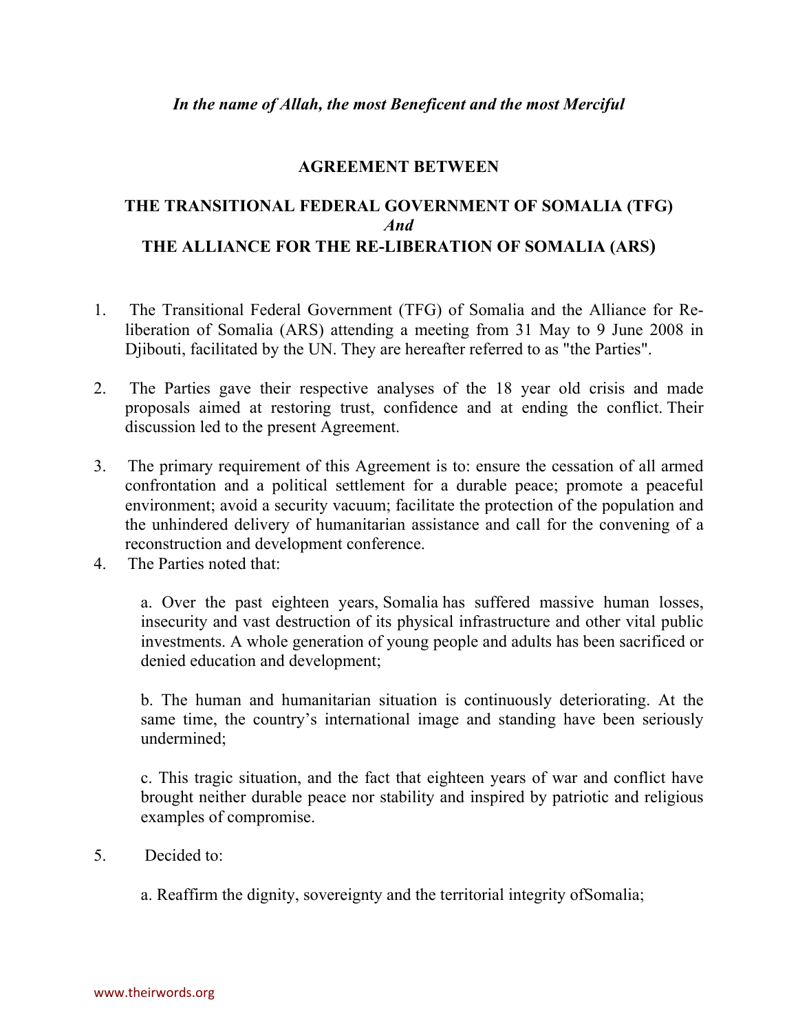*In the name of Allah, the most Beneficent and the most Merciful*

**AGREEMENT BETWEEN**

**THE TRANSITIONAL FEDERAL GOVERNMENT OF SOMALIA (TFG)**
***And***
**THE ALLIANCE FOR THE RE-LIBERATION OF SOMALIA (ARS)**

1. The Transitional Federal Government (TFG) of Somalia and the Alliance for Re-liberation of Somalia (ARS) attending a meeting from 31 May to 9 June 2008 in Djibouti, facilitated by the UN. They are hereafter referred to as "the Parties".

2. The Parties gave their respective analyses of the 18 year old crisis and made proposals aimed at restoring trust, confidence and at ending the conflict. Their discussion led to the present Agreement.

3. The primary requirement of this Agreement is to: ensure the cessation of all armed confrontation and a political settlement for a durable peace; promote a peaceful environment; avoid a security vacuum; facilitate the protection of the population and the unhindered delivery of humanitarian assistance and call for the convening of a reconstruction and development conference.

4. The Parties noted that:

   a. Over the past eighteen years, Somalia has suffered massive human losses, insecurity and vast destruction of its physical infrastructure and other vital public investments. A whole generation of young people and adults has been sacrificed or denied education and development;

   b. The human and humanitarian situation is continuously deteriorating. At the same time, the country's international image and standing have been seriously undermined;

   c. This tragic situation, and the fact that eighteen years of war and conflict have brought neither durable peace nor stability and inspired by patriotic and religious examples of compromise.

5. Decided to:

   a. Reaffirm the dignity, sovereignty and the territorial integrity ofSomalia;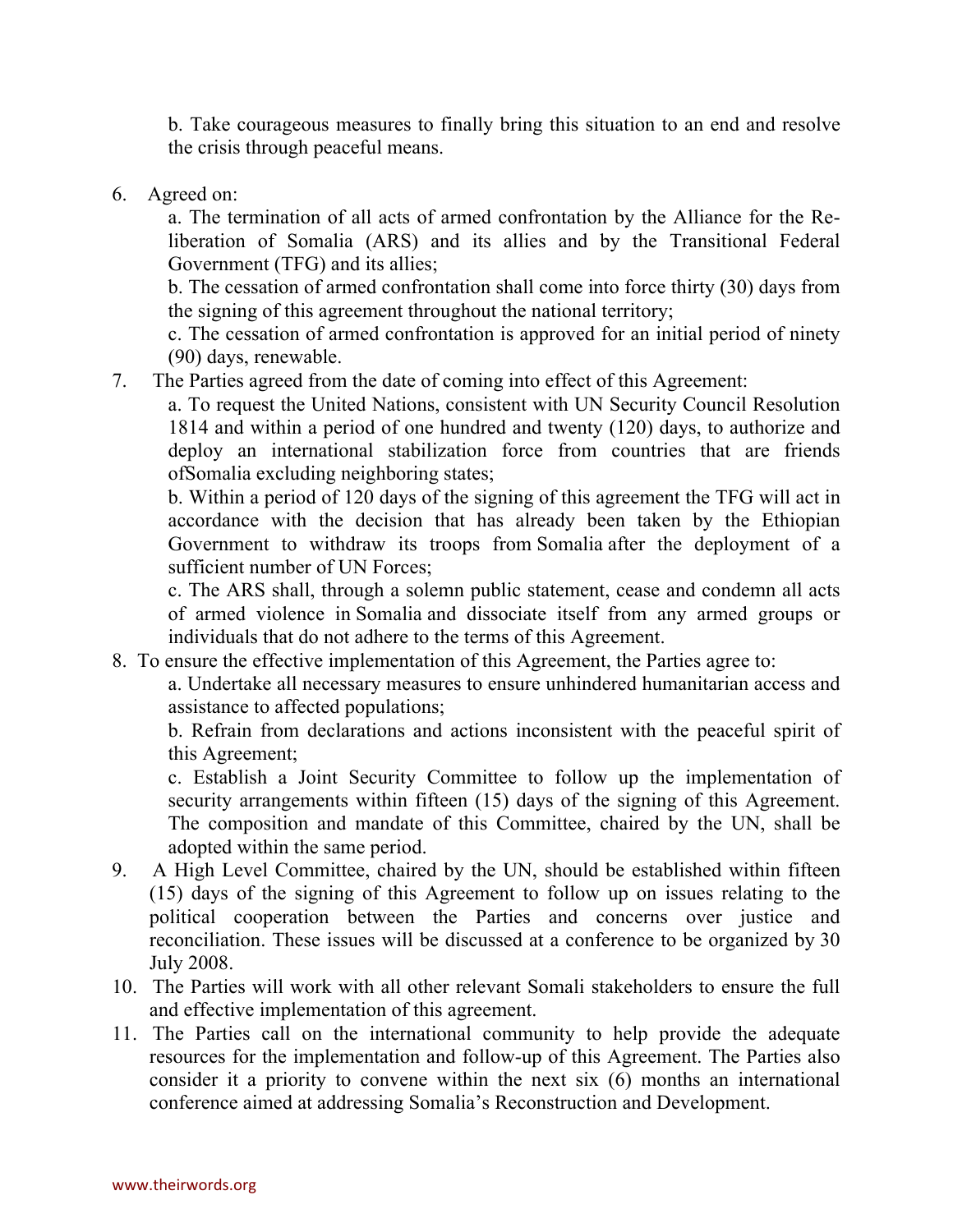b. Take courageous measures to finally bring this situation to an end and resolve the crisis through peaceful means.

6. Agreed on:

   a. The termination of all acts of armed confrontation by the Alliance for the Re-liberation of Somalia (ARS) and its allies and by the Transitional Federal Government (TFG) and its allies;

   b. The cessation of armed confrontation shall come into force thirty (30) days from the signing of this agreement throughout the national territory;

   c. The cessation of armed confrontation is approved for an initial period of ninety (90) days, renewable.

7. The Parties agreed from the date of coming into effect of this Agreement:

   a. To request the United Nations, consistent with UN Security Council Resolution 1814 and within a period of one hundred and twenty (120) days, to authorize and deploy an international stabilization force from countries that are friends ofSomalia excluding neighboring states;

   b. Within a period of 120 days of the signing of this agreement the TFG will act in accordance with the decision that has already been taken by the Ethiopian Government to withdraw its troops from Somalia after the deployment of a sufficient number of UN Forces;

   c. The ARS shall, through a solemn public statement, cease and condemn all acts of armed violence in Somalia and dissociate itself from any armed groups or individuals that do not adhere to the terms of this Agreement.

8. To ensure the effective implementation of this Agreement, the Parties agree to:

   a. Undertake all necessary measures to ensure unhindered humanitarian access and assistance to affected populations;

   b. Refrain from declarations and actions inconsistent with the peaceful spirit of this Agreement;

   c. Establish a Joint Security Committee to follow up the implementation of security arrangements within fifteen (15) days of the signing of this Agreement. The composition and mandate of this Committee, chaired by the UN, shall be adopted within the same period.

9. A High Level Committee, chaired by the UN, should be established within fifteen (15) days of the signing of this Agreement to follow up on issues relating to the political cooperation between the Parties and concerns over justice and reconciliation. These issues will be discussed at a conference to be organized by 30 July 2008.

10. The Parties will work with all other relevant Somali stakeholders to ensure the full and effective implementation of this agreement.

11. The Parties call on the international community to help provide the adequate resources for the implementation and follow-up of this Agreement. The Parties also consider it a priority to convene within the next six (6) months an international conference aimed at addressing Somalia's Reconstruction and Development.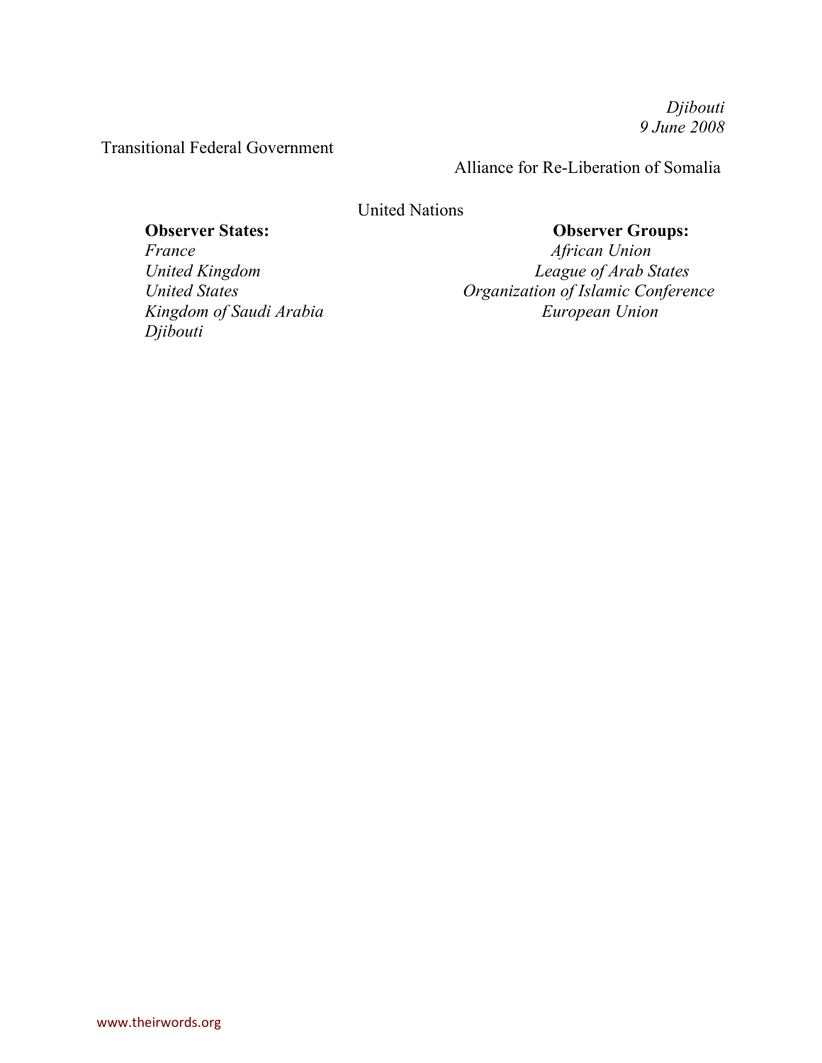*Djibouti*
*9 June 2008*

Transitional Federal Government

Alliance for Re-Liberation of Somalia

United Nations

**Observer States:**

*France*
*United Kingdom*
*United States*
*Kingdom of Saudi Arabia*
*Djibouti*

**Observer Groups:**

*African Union*
*League of Arab States*
*Organization of Islamic Conference*
*European Union*

www.theirwords.org